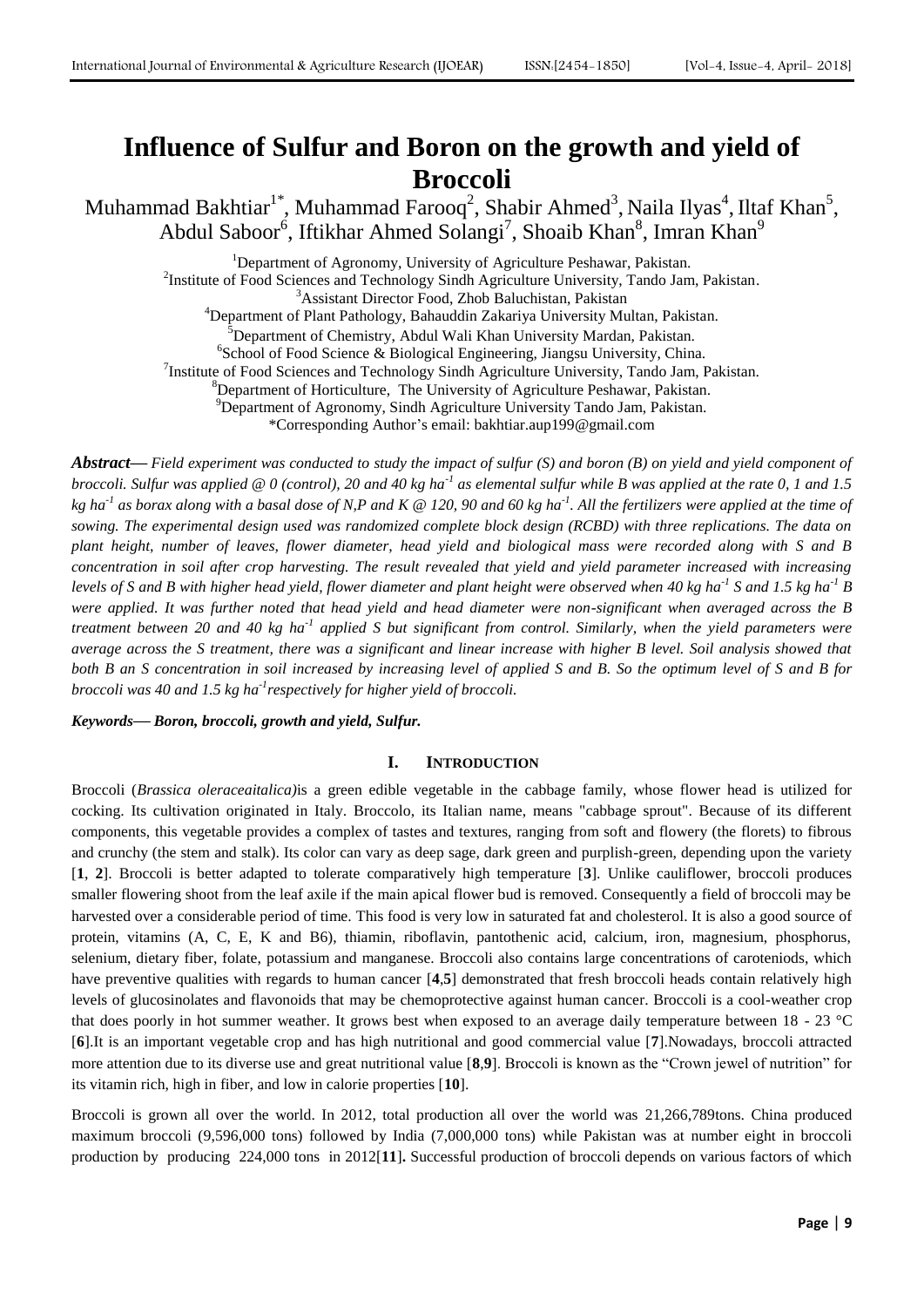# Influence of Sulfur and Boron on the growth and yield of Broccoli

Muhammad Bakhtiar[1*], Muhammad Farooq[2], Shabir Ahmed[3], Naila Ilyas[4], Iltaf Khan[5], Abdul Saboor[6], Iftikhar Ahmed Solangi[7], Shoaib Khan[8], Imran Khan[9]

[1]Department of Agronomy, University of Agriculture Peshawar, Pakistan.
[2]Institute of Food Sciences and Technology Sindh Agriculture University, Tando Jam, Pakistan.
[3]Assistant Director Food, Zhob Baluchistan, Pakistan
[4]Department of Plant Pathology, Bahauddin Zakariya University Multan, Pakistan.
[5]Department of Chemistry, Abdul Wali Khan University Mardan, Pakistan.
[6]School of Food Science & Biological Engineering, Jiangsu University, China.
[7]Institute of Food Sciences and Technology Sindh Agriculture University, Tando Jam, Pakistan.
[8]Department of Horticulture, The University of Agriculture Peshawar, Pakistan.
[9]Department of Agronomy, Sindh Agriculture University Tando Jam, Pakistan.
*Corresponding Author's email: bakhtiar.aup199@gmail.com

***Abstract***— *Field experiment was conducted to study the impact of sulfur (S) and boron (B) on yield and yield component of broccoli. Sulfur was applied @ 0 (control), 20 and 40 kg ha$^{-1}$ as elemental sulfur while B was applied at the rate 0, 1 and 1.5 kg ha$^{-1}$ as borax along with a basal dose of N,P and K @ 120, 90 and 60 kg ha$^{-1}$. All the fertilizers were applied at the time of sowing. The experimental design used was randomized complete block design (RCBD) with three replications. The data on plant height, number of leaves, flower diameter, head yield and biological mass were recorded along with S and B concentration in soil after crop harvesting. The result revealed that yield and yield parameter increased with increasing levels of S and B with higher head yield, flower diameter and plant height were observed when 40 kg ha$^{-1}$ S and 1.5 kg ha$^{-1}$ B were applied. It was further noted that head yield and head diameter were non-significant when averaged across the B treatment between 20 and 40 kg ha$^{-1}$ applied S but significant from control. Similarly, when the yield parameters were average across the S treatment, there was a significant and linear increase with higher B level. Soil analysis showed that both B an S concentration in soil increased by increasing level of applied S and B. So the optimum level of S and B for broccoli was 40 and 1.5 kg ha$^{-1}$respectively for higher yield of broccoli.*

***Keywords— Boron, broccoli, growth and yield, Sulfur.***

## I. INTRODUCTION

Broccoli (*Brassica oleraceaitalica)*is a green edible vegetable in the cabbage family, whose flower head is utilized for cocking. Its cultivation originated in Italy. Broccolo, its Italian name, means "cabbage sprout". Because of its different components, this vegetable provides a complex of tastes and textures, ranging from soft and flowery (the florets) to fibrous and crunchy (the stem and stalk). Its color can vary as deep sage, dark green and purplish-green, depending upon the variety [**1**, **2**]. Broccoli is better adapted to tolerate comparatively high temperature [**3**]. Unlike cauliflower, broccoli produces smaller flowering shoot from the leaf axile if the main apical flower bud is removed. Consequently a field of broccoli may be harvested over a considerable period of time. This food is very low in saturated fat and cholesterol. It is also a good source of protein, vitamins (A, C, E, K and B6), thiamin, riboflavin, pantothenic acid, calcium, iron, magnesium, phosphorus, selenium, dietary fiber, folate, potassium and manganese. Broccoli also contains large concentrations of caroteniods, which have preventive qualities with regards to human cancer [**4**,**5**] demonstrated that fresh broccoli heads contain relatively high levels of glucosinolates and flavonoids that may be chemoprotective against human cancer. Broccoli is a cool-weather crop that does poorly in hot summer weather. It grows best when exposed to an average daily temperature between 18 - 23 °C [**6**].It is an important vegetable crop and has high nutritional and good commercial value [**7**].Nowadays, broccoli attracted more attention due to its diverse use and great nutritional value [**8**,**9**]. Broccoli is known as the "Crown jewel of nutrition" for its vitamin rich, high in fiber, and low in calorie properties [**10**].

Broccoli is grown all over the world. In 2012, total production all over the world was 21,266,789tons. China produced maximum broccoli (9,596,000 tons) followed by India (7,000,000 tons) while Pakistan was at number eight in broccoli production by producing 224,000 tons in 2012[**11**]**.** Successful production of broccoli depends on various factors of which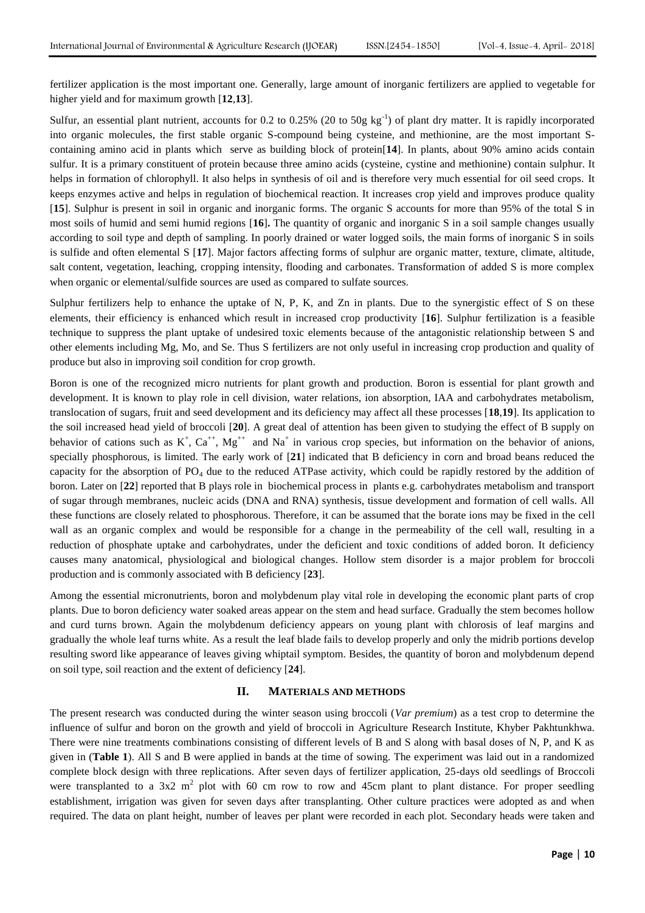fertilizer application is the most important one. Generally, large amount of inorganic fertilizers are applied to vegetable for higher yield and for maximum growth [**12**,**13**].

Sulfur, an essential plant nutrient, accounts for 0.2 to 0.25% (20 to 50g $kg^{-1}$) of plant dry matter. It is rapidly incorporated into organic molecules, the first stable organic S-compound being cysteine, and methionine, are the most important S-containing amino acid in plants which serve as building block of protein[**14**]. In plants, about 90% amino acids contain sulfur. It is a primary constituent of protein because three amino acids (cysteine, cystine and methionine) contain sulphur. It helps in formation of chlorophyll. It also helps in synthesis of oil and is therefore very much essential for oil seed crops. It keeps enzymes active and helps in regulation of biochemical reaction. It increases crop yield and improves produce quality [**15**]. Sulphur is present in soil in organic and inorganic forms. The organic S accounts for more than 95% of the total S in most soils of humid and semi humid regions [**16**]**.** The quantity of organic and inorganic S in a soil sample changes usually according to soil type and depth of sampling. In poorly drained or water logged soils, the main forms of inorganic S in soils is sulfide and often elemental S [**17**]. Major factors affecting forms of sulphur are organic matter, texture, climate, altitude, salt content, vegetation, leaching, cropping intensity, flooding and carbonates. Transformation of added S is more complex when organic or elemental/sulfide sources are used as compared to sulfate sources.

Sulphur fertilizers help to enhance the uptake of N, P, K, and Zn in plants. Due to the synergistic effect of S on these elements, their efficiency is enhanced which result in increased crop productivity [**16**]. Sulphur fertilization is a feasible technique to suppress the plant uptake of undesired toxic elements because of the antagonistic relationship between S and other elements including Mg, Mo, and Se. Thus S fertilizers are not only useful in increasing crop production and quality of produce but also in improving soil condition for crop growth.

Boron is one of the recognized micro nutrients for plant growth and production. Boron is essential for plant growth and development. It is known to play role in cell division, water relations, ion absorption, IAA and carbohydrates metabolism, translocation of sugars, fruit and seed development and its deficiency may affect all these processes [**18**,**19**]. Its application to the soil increased head yield of broccoli [**20**]. A great deal of attention has been given to studying the effect of B supply on behavior of cations such as $K^+$, $Ca^{++}$, $Mg^{++}$ and $Na^+$ in various crop species, but information on the behavior of anions, specially phosphorous, is limited. The early work of [**21**] indicated that B deficiency in corn and broad beans reduced the capacity for the absorption of $PO_4$ due to the reduced ATPase activity, which could be rapidly restored by the addition of boron. Later on [**22**] reported that B plays role in biochemical process in plants e.g. carbohydrates metabolism and transport of sugar through membranes, nucleic acids (DNA and RNA) synthesis, tissue development and formation of cell walls. All these functions are closely related to phosphorous. Therefore, it can be assumed that the borate ions may be fixed in the cell wall as an organic complex and would be responsible for a change in the permeability of the cell wall, resulting in a reduction of phosphate uptake and carbohydrates, under the deficient and toxic conditions of added boron. It deficiency causes many anatomical, physiological and biological changes. Hollow stem disorder is a major problem for broccoli production and is commonly associated with B deficiency [**23**].

Among the essential micronutrients, boron and molybdenum play vital role in developing the economic plant parts of crop plants. Due to boron deficiency water soaked areas appear on the stem and head surface. Gradually the stem becomes hollow and curd turns brown. Again the molybdenum deficiency appears on young plant with chlorosis of leaf margins and gradually the whole leaf turns white. As a result the leaf blade fails to develop properly and only the midrib portions develop resulting sword like appearance of leaves giving whiptail symptom. Besides, the quantity of boron and molybdenum depend on soil type, soil reaction and the extent of deficiency [**24**].

## II. MATERIALS AND METHODS

The present research was conducted during the winter season using broccoli (*Var premium*) as a test crop to determine the influence of sulfur and boron on the growth and yield of broccoli in Agriculture Research Institute, Khyber Pakhtunkhwa. There were nine treatments combinations consisting of different levels of B and S along with basal doses of N, P, and K as given in (**Table 1**). All S and B were applied in bands at the time of sowing. The experiment was laid out in a randomized complete block design with three replications. After seven days of fertilizer application, 25-days old seedlings of Broccoli were transplanted to a 3x2 $m^2$ plot with 60 cm row to row and 45cm plant to plant distance. For proper seedling establishment, irrigation was given for seven days after transplanting. Other culture practices were adopted as and when required. The data on plant height, number of leaves per plant were recorded in each plot. Secondary heads were taken and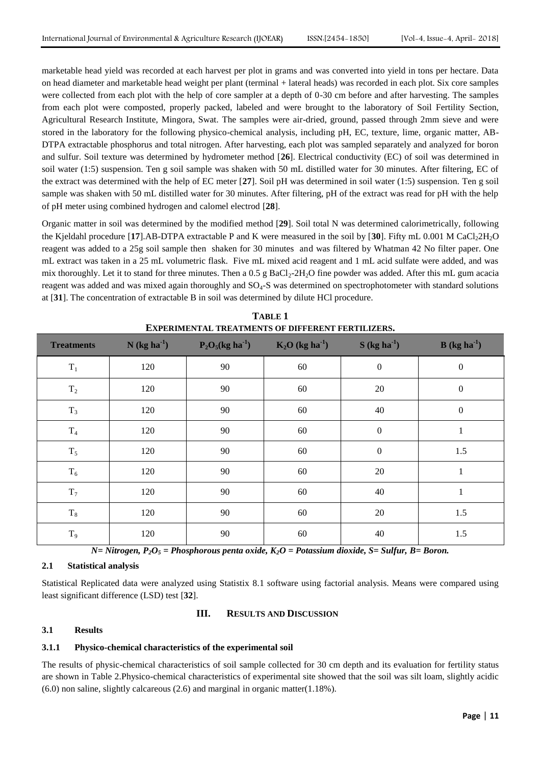marketable head yield was recorded at each harvest per plot in grams and was converted into yield in tons per hectare. Data on head diameter and marketable head weight per plant (terminal + lateral heads) was recorded in each plot. Six core samples were collected from each plot with the help of core sampler at a depth of 0-30 cm before and after harvesting. The samples from each plot were composted, properly packed, labeled and were brought to the laboratory of Soil Fertility Section, Agricultural Research Institute, Mingora, Swat. The samples were air-dried, ground, passed through 2mm sieve and were stored in the laboratory for the following physico-chemical analysis, including pH, EC, texture, lime, organic matter, AB-DTPA extractable phosphorus and total nitrogen. After harvesting, each plot was sampled separately and analyzed for boron and sulfur. Soil texture was determined by hydrometer method [**26**]. Electrical conductivity (EC) of soil was determined in soil water (1:5) suspension. Ten g soil sample was shaken with 50 mL distilled water for 30 minutes. After filtering, EC of the extract was determined with the help of EC meter [**27**]. Soil pH was determined in soil water (1:5) suspension. Ten g soil sample was shaken with 50 mL distilled water for 30 minutes. After filtering, pH of the extract was read for pH with the help of pH meter using combined hydrogen and calomel electrod [**28**].

Organic matter in soil was determined by the modified method [**29**]. Soil total N was determined calorimetrically, following the Kjeldahl procedure [**17**].AB-DTPA extractable P and K were measured in the soil by [**30**]. Fifty mL 0.001 M $CaCl_2 2H_2O$ reagent was added to a 25g soil sample then shaken for 30 minutes and was filtered by Whatman 42 No filter paper. One mL extract was taken in a 25 mL volumetric flask. Five mL mixed acid reagent and 1 mL acid sulfate were added, and was mix thoroughly. Let it to stand for three minutes. Then a 0.5 g $BaCl_2$-$2H_2O$ fine powder was added. After this mL gum acacia reagent was added and was mixed again thoroughly and $SO_4$-S was determined on spectrophotometer with standard solutions at [**31**]. The concentration of extractable B in soil was determined by dilute HCl procedure.

**TABLE 1**
**EXPERIMENTAL TREATMENTS OF DIFFERENT FERTILIZERS.**

| Treatments | N (kg $ha^{-1}$) | $P_2O_5$(kg $ha^{-1}$) | $K_2O$ (kg $ha^{-1}$) | S (kg $ha^{-1}$) | B (kg $ha^{-1}$) |
|---|---|---|---|---|---|
| $T_1$ | 120 | 90 | 60 | 0 | 0 |
| $T_2$ | 120 | 90 | 60 | 20 | 0 |
| $T_3$ | 120 | 90 | 60 | 40 | 0 |
| $T_4$ | 120 | 90 | 60 | 0 | 1 |
| $T_5$ | 120 | 90 | 60 | 0 | 1.5 |
| $T_6$ | 120 | 90 | 60 | 20 | 1 |
| $T_7$ | 120 | 90 | 60 | 40 | 1 |
| $T_8$ | 120 | 90 | 60 | 20 | 1.5 |
| $T_9$ | 120 | 90 | 60 | 40 | 1.5 |

***N= Nitrogen, $P_2O_5$ = Phosphorous penta oxide, $K_2O$ = Potassium dioxide, S= Sulfur, B= Boron.***

### 2.1 Statistical analysis

Statistical Replicated data were analyzed using Statistix 8.1 software using factorial analysis. Means were compared using least significant difference (LSD) test [**32**].

## III. RESULTS AND DISCUSSION

### 3.1 Results

#### 3.1.1 Physico-chemical characteristics of the experimental soil

The results of physic-chemical characteristics of soil sample collected for 30 cm depth and its evaluation for fertility status are shown in Table 2.Physico-chemical characteristics of experimental site showed that the soil was silt loam, slightly acidic (6.0) non saline, slightly calcareous (2.6) and marginal in organic matter(1.18%).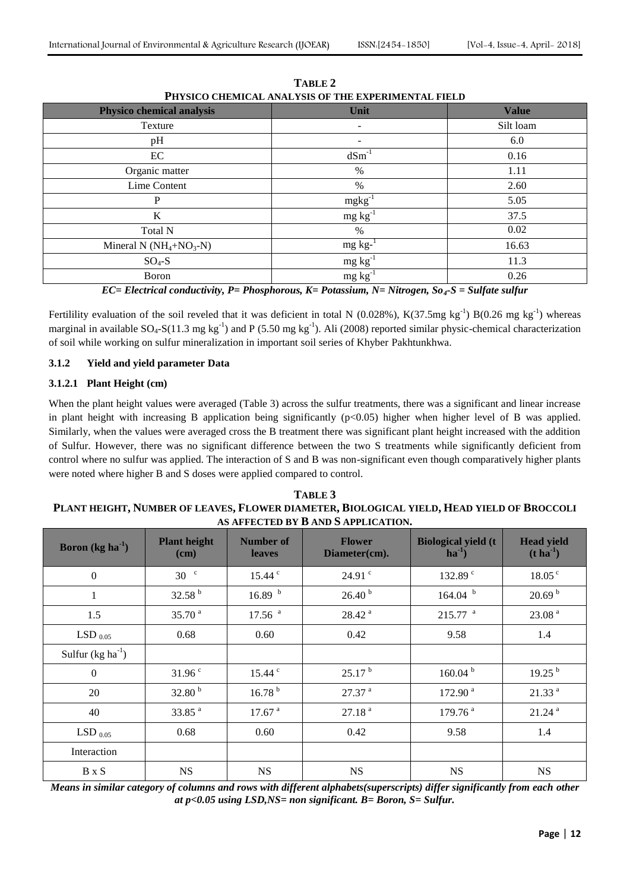**TABLE 2**
**PHYSICO CHEMICAL ANALYSIS OF THE EXPERIMENTAL FIELD**

| Physico chemical analysis | Unit | Value |
|---|---|---|
| Texture | - | Silt loam |
| pH | - | 6.0 |
| EC | $dSm^{-1}$ | 0.16 |
| Organic matter | % | 1.11 |
| Lime Content | % | 2.60 |
| P | $mgkg^{-1}$ | 5.05 |
| K | mg $kg^{-1}$ | 37.5 |
| Total N | % | 0.02 |
| Mineral N ($NH_4$+$NO_3$-N) | mg kg-$^{1}$ | 16.63 |
| $SO_4$-S | mg $kg^{-1}$ | 11.3 |
| Boron | mg $kg^{-1}$ | 0.26 |

***EC= Electrical conductivity, P= Phosphorous, K= Potassium, N= Nitrogen, $So_4$-S = Sulfate sulfur***

Fertility evaluation of the soil reveled that it was deficient in total N (0.028%), K(37.5mg $kg^{-1}$) B(0.26 mg $kg^{-1}$) whereas marginal in available $SO_4$-S(11.3 mg $kg^{-1}$) and P (5.50 mg $kg^{-1}$). Ali (2008) reported similar physic-chemical characterization of soil while working on sulfur mineralization in important soil series of Khyber Pakhtunkhwa.

### 3.1.2 Yield and yield parameter Data

#### 3.1.2.1 Plant Height (cm)

When the plant height values were averaged (Table 3) across the sulfur treatments, there was a significant and linear increase in plant height with increasing B application being significantly ($p<0.05$) higher when higher level of B was applied. Similarly, when the values were averaged cross the B treatment there was significant plant height increased with the addition of Sulfur. However, there was no significant difference between the two S treatments while significantly deficient from control where no sulfur was applied. The interaction of S and B was non-significant even though comparatively higher plants were noted where higher B and S doses were applied compared to control.

**TABLE 3**
**PLANT HEIGHT, NUMBER OF LEAVES, FLOWER DIAMETER, BIOLOGICAL YIELD, HEAD YIELD OF BROCCOLI AS AFFECTED BY B AND S APPLICATION.**

| Boron (kg $ha^{-1}$) | Plant height (cm) | Number of leaves | Flower Diameter(cm). | Biological yield (t $ha^{-1}$) | Head yield (t $ha^{-1}$) |
|---|---|---|---|---|---|
| 0 | 30 $^{c}$ | 15.44 $^{c}$ | 24.91 $^{c}$ | 132.89 $^{c}$ | 18.05 $^{c}$ |
| 1 | 32.58 $^{b}$ | 16.89 $^{b}$ | 26.40 $^{b}$ | 164.04 $^{b}$ | 20.69 $^{b}$ |
| 1.5 | 35.70 $^{a}$ | 17.56 $^{a}$ | 28.42 $^{a}$ | 215.77 $^{a}$ | 23.08 $^{a}$ |
| LSD $_{0.05}$ | 0.68 | 0.60 | 0.42 | 9.58 | 1.4 |
| Sulfur (kg $ha^{-1}$) | | | | | |
| 0 | 31.96 $^{c}$ | 15.44 $^{c}$ | 25.17 $^{b}$ | 160.04 $^{b}$ | 19.25 $^{b}$ |
| 20 | 32.80 $^{b}$ | 16.78 $^{b}$ | 27.37 $^{a}$ | 172.90 $^{a}$ | 21.33 $^{a}$ |
| 40 | 33.85 $^{a}$ | 17.67 $^{a}$ | 27.18 $^{a}$ | 179.76 $^{a}$ | 21.24 $^{a}$ |
| LSD $_{0.05}$ | 0.68 | 0.60 | 0.42 | 9.58 | 1.4 |
| Interaction | | | | | |
| B x S | NS | NS | NS | NS | NS |

***Means in similar category of columns and rows with different alphabets(superscripts) differ significantly from each other at $p<0.05$ using LSD,NS= non significant. B= Boron, S= Sulfur.***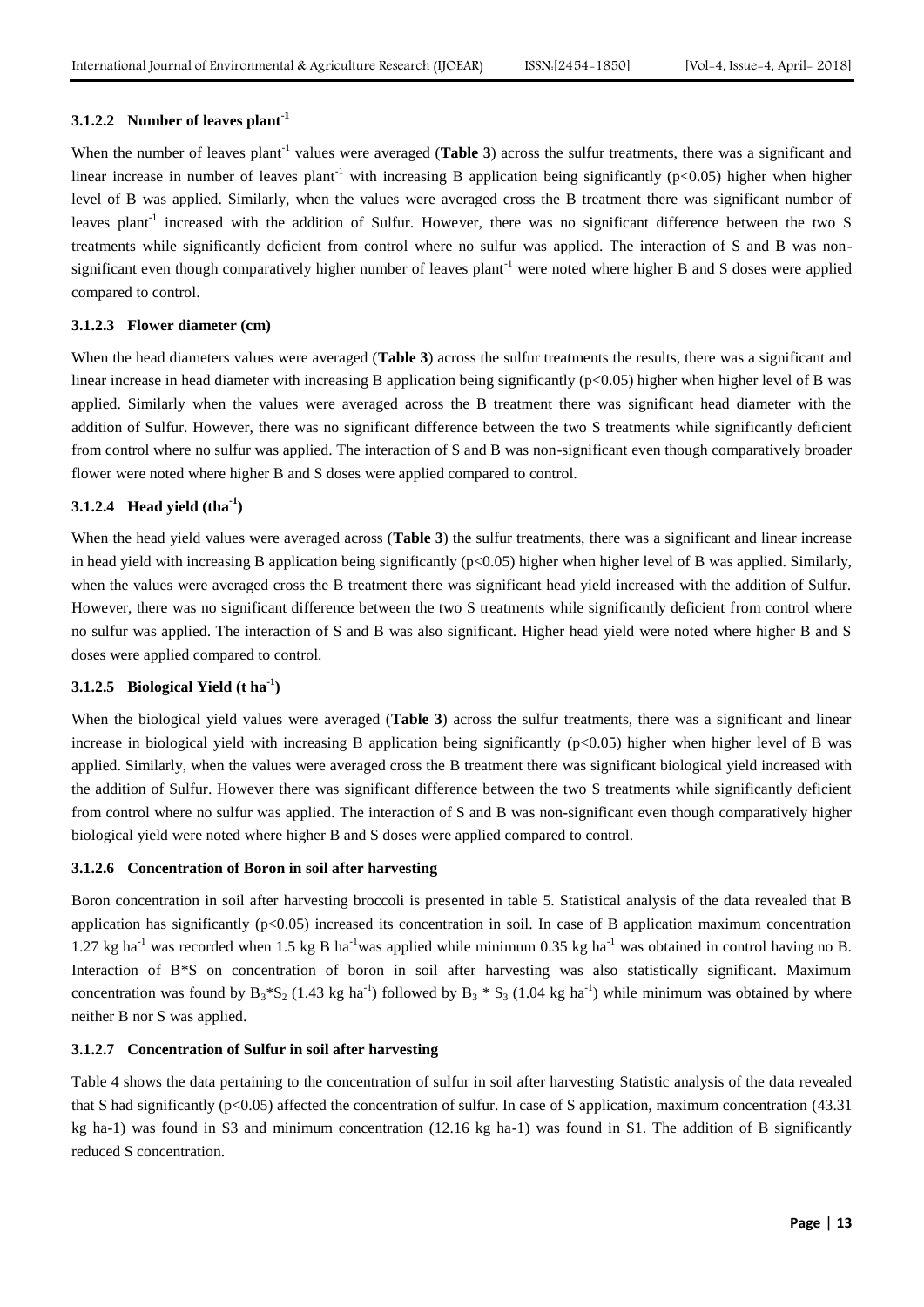#### 3.1.2.2 Number of leaves plant$^{-1}$

When the number of leaves plant$^{-1}$ values were averaged (**Table 3**) across the sulfur treatments, there was a significant and linear increase in number of leaves plant$^{-1}$ with increasing B application being significantly ($p<0.05$) higher when higher level of B was applied. Similarly, when the values were averaged cross the B treatment there was significant number of leaves plant$^{-1}$ increased with the addition of Sulfur. However, there was no significant difference between the two S treatments while significantly deficient from control where no sulfur was applied. The interaction of S and B was non-significant even though comparatively higher number of leaves plant$^{-1}$ were noted where higher B and S doses were applied compared to control.

#### 3.1.2.3 Flower diameter (cm)

When the head diameters values were averaged (**Table 3**) across the sulfur treatments the results, there was a significant and linear increase in head diameter with increasing B application being significantly ($p<0.05$) higher when higher level of B was applied. Similarly when the values were averaged across the B treatment there was significant head diameter with the addition of Sulfur. However, there was no significant difference between the two S treatments while significantly deficient from control where no sulfur was applied. The interaction of S and B was non-significant even though comparatively broader flower were noted where higher B and S doses were applied compared to control.

#### 3.1.2.4 Head yield (tha$^{-1}$)

When the head yield values were averaged across (**Table 3**) the sulfur treatments, there was a significant and linear increase in head yield with increasing B application being significantly ($p<0.05$) higher when higher level of B was applied. Similarly, when the values were averaged cross the B treatment there was significant head yield increased with the addition of Sulfur. However, there was no significant difference between the two S treatments while significantly deficient from control where no sulfur was applied. The interaction of S and B was also significant. Higher head yield were noted where higher B and S doses were applied compared to control.

#### 3.1.2.5 Biological Yield (t ha$^{-1}$)

When the biological yield values were averaged (**Table 3**) across the sulfur treatments, there was a significant and linear increase in biological yield with increasing B application being significantly ($p<0.05$) higher when higher level of B was applied. Similarly, when the values were averaged cross the B treatment there was significant biological yield increased with the addition of Sulfur. However there was significant difference between the two S treatments while significantly deficient from control where no sulfur was applied. The interaction of S and B was non-significant even though comparatively higher biological yield were noted where higher B and S doses were applied compared to control.

#### 3.1.2.6 Concentration of Boron in soil after harvesting

Boron concentration in soil after harvesting broccoli is presented in table 5. Statistical analysis of the data revealed that B application has significantly ($p<0.05$) increased its concentration in soil. In case of B application maximum concentration 1.27 kg ha$^{-1}$ was recorded when 1.5 kg B ha$^{-1}$was applied while minimum 0.35 kg ha$^{-1}$ was obtained in control having no B. Interaction of B*S on concentration of boron in soil after harvesting was also statistically significant. Maximum concentration was found by $B_3*S_2$ (1.43 kg ha$^{-1}$) followed by $B_3 * S_3$ (1.04 kg ha$^{-1}$) while minimum was obtained by where neither B nor S was applied.

#### 3.1.2.7 Concentration of Sulfur in soil after harvesting

Table 4 shows the data pertaining to the concentration of sulfur in soil after harvesting Statistic analysis of the data revealed that S had significantly ($p<0.05$) affected the concentration of sulfur. In case of S application, maximum concentration (43.31 kg ha-1) was found in S3 and minimum concentration (12.16 kg ha-1) was found in S1. The addition of B significantly reduced S concentration.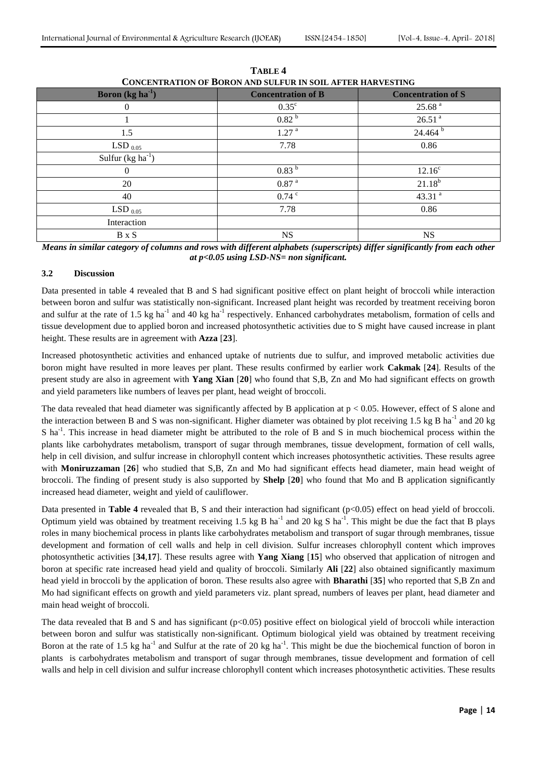**TABLE 4**
**CONCENTRATION OF BORON AND SULFUR IN SOIL AFTER HARVESTING**

| Boron (kg $ha^{-1}$) | Concentration of B | Concentration of S |
|---|---|---|
| 0 | $0.35^{c}$ | $25.68^{a}$ |
| 1 | $0.82^{b}$ | $26.51^{a}$ |
| 1.5 | $1.27^{a}$ | $24.464^{b}$ |
| $LSD_{0.05}$ | 7.78 | 0.86 |
| Sulfur (kg $ha^{-1}$) | | |
| 0 | $0.83^{b}$ | $12.16^{c}$ |
| 20 | $0.87^{a}$ | $21.18^{b}$ |
| 40 | $0.74^{c}$ | $43.31^{a}$ |
| $LSD_{0.05}$ | 7.78 | 0.86 |
| Interaction | | |
| B x S | NS | NS |

***Means in similar category of columns and rows with different alphabets (superscripts) differ significantly from each other at $p<0.05$ using LSD-NS= non significant.***

### 3.2 Discussion

Data presented in table 4 revealed that B and S had significant positive effect on plant height of broccoli while interaction between boron and sulfur was statistically non-significant. Increased plant height was recorded by treatment receiving boron and sulfur at the rate of 1.5 kg $ha^{-1}$ and 40 kg $ha^{-1}$ respectively. Enhanced carbohydrates metabolism, formation of cells and tissue development due to applied boron and increased photosynthetic activities due to S might have caused increase in plant height. These results are in agreement with **Azza** [**23**].

Increased photosynthetic activities and enhanced uptake of nutrients due to sulfur, and improved metabolic activities due boron might have resulted in more leaves per plant. These results confirmed by earlier work **Cakmak** [**24**]. Results of the present study are also in agreement with **Yang Xian** [**20**] who found that S,B, Zn and Mo had significant effects on growth and yield parameters like numbers of leaves per plant, head weight of broccoli.

The data revealed that head diameter was significantly affected by B application at $p < 0.05$. However, effect of S alone and the interaction between B and S was non-significant. Higher diameter was obtained by plot receiving 1.5 kg B $ha^{-1}$ and 20 kg S $ha^{-1}$. This increase in head diameter might be attributed to the role of B and S in much biochemical process within the plants like carbohydrates metabolism, transport of sugar through membranes, tissue development, formation of cell walls, help in cell division, and sulfur increase in chlorophyll content which increases photosynthetic activities. These results agree with **Moniruzzaman** [**26**] who studied that S,B, Zn and Mo had significant effects head diameter, main head weight of broccoli. The finding of present study is also supported by **Shelp** [**20**] who found that Mo and B application significantly increased head diameter, weight and yield of cauliflower.

Data presented in **Table 4** revealed that B, S and their interaction had significant ($p<0.05$) effect on head yield of broccoli. Optimum yield was obtained by treatment receiving 1.5 kg B $ha^{-1}$ and 20 kg S $ha^{-1}$. This might be due the fact that B plays roles in many biochemical process in plants like carbohydrates metabolism and transport of sugar through membranes, tissue development and formation of cell walls and help in cell division. Sulfur increases chlorophyll content which improves photosynthetic activities [**34**,**17**]. These results agree with **Yang Xiang** [**15**] who observed that application of nitrogen and boron at specific rate increased head yield and quality of broccoli. Similarly **Ali** [**22**] also obtained significantly maximum head yield in broccoli by the application of boron. These results also agree with **Bharathi** [**35**] who reported that S,B Zn and Mo had significant effects on growth and yield parameters viz. plant spread, numbers of leaves per plant, head diameter and main head weight of broccoli.

The data revealed that B and S and has significant ($p<0.05$) positive effect on biological yield of broccoli while interaction between boron and sulfur was statistically non-significant. Optimum biological yield was obtained by treatment receiving Boron at the rate of 1.5 kg $ha^{-1}$ and Sulfur at the rate of 20 kg $ha^{-1}$. This might be due the biochemical function of boron in plants is carbohydrates metabolism and transport of sugar through membranes, tissue development and formation of cell walls and help in cell division and sulfur increase chlorophyll content which increases photosynthetic activities. These results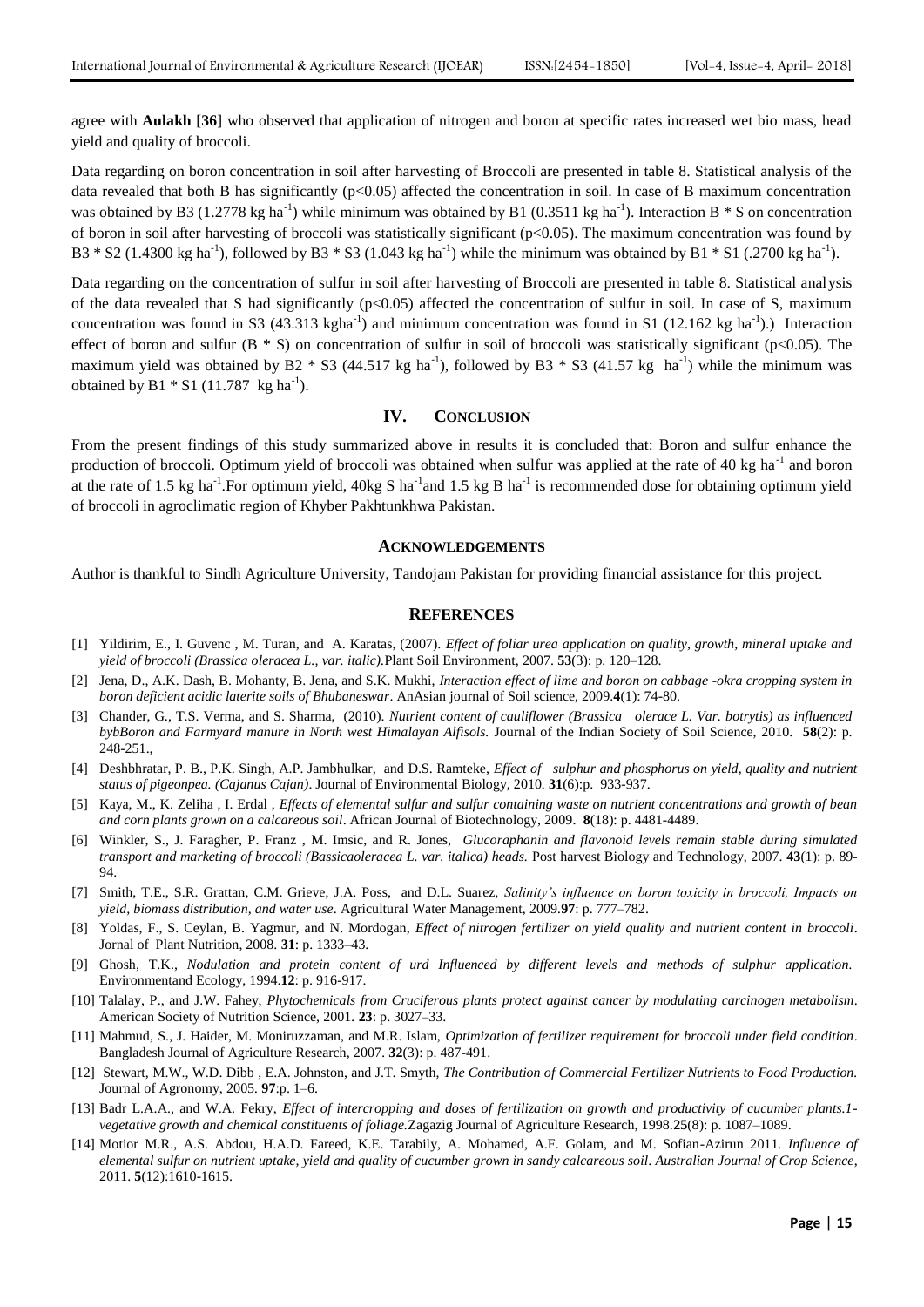agree with **Aulakh** [**36**] who observed that application of nitrogen and boron at specific rates increased wet bio mass, head yield and quality of broccoli.

Data regarding on boron concentration in soil after harvesting of Broccoli are presented in table 8. Statistical analysis of the data revealed that both B has significantly ($p<0.05$) affected the concentration in soil. In case of B maximum concentration was obtained by B3 (1.2778 kg $ha^{-1}$) while minimum was obtained by B1 (0.3511 kg $ha^{-1}$). Interaction B * S on concentration of boron in soil after harvesting of broccoli was statistically significant ($p<0.05$). The maximum concentration was found by B3 * S2 (1.4300 kg $ha^{-1}$), followed by B3 * S3 (1.043 kg $ha^{-1}$) while the minimum was obtained by B1 * S1 (.2700 kg $ha^{-1}$).

Data regarding on the concentration of sulfur in soil after harvesting of Broccoli are presented in table 8. Statistical analysis of the data revealed that S had significantly ($p<0.05$) affected the concentration of sulfur in soil. In case of S, maximum concentration was found in S3 (43.313 $kgha^{-1}$) and minimum concentration was found in S1 (12.162 kg $ha^{-1}$).) Interaction effect of boron and sulfur (B * S) on concentration of sulfur in soil of broccoli was statistically significant ($p<0.05$). The maximum yield was obtained by B2 * S3 (44.517 kg $ha^{-1}$), followed by B3 * S3 (41.57 kg $ha^{-1}$) while the minimum was obtained by B1 * S1 (11.787 kg $ha^{-1}$).

## IV. CONCLUSION

From the present findings of this study summarized above in results it is concluded that: Boron and sulfur enhance the production of broccoli. Optimum yield of broccoli was obtained when sulfur was applied at the rate of 40 kg $ha^{-1}$ and boron at the rate of 1.5 kg $ha^{-1}$.For optimum yield, 40kg S $ha^{-1}$and 1.5 kg B $ha^{-1}$ is recommended dose for obtaining optimum yield of broccoli in agroclimatic region of Khyber Pakhtunkhwa Pakistan.

## ACKNOWLEDGEMENTS

Author is thankful to Sindh Agriculture University, Tandojam Pakistan for providing financial assistance for this project.

## REFERENCES

[1] Yildirim, E., I. Guvenc , M. Turan, and A. Karatas, (2007). *Effect of foliar urea application on quality, growth, mineral uptake and yield of broccoli (Brassica oleracea L., var. italic).*Plant Soil Environment, 2007. **53**(3): p. 120–128.

[2] Jena, D., A.K. Dash, B. Mohanty, B. Jena, and S.K. Mukhi, *Interaction effect of lime and boron on cabbage -okra cropping system in boron deficient acidic laterite soils of Bhubaneswar*. AnAsian journal of Soil science, 2009.**4**(1): 74-80.

[3] Chander, G., T.S. Verma, and S. Sharma, (2010). *Nutrient content of cauliflower (Brassica olerace L. Var. botrytis) as influenced bybBoron and Farmyard manure in North west Himalayan Alfisols.* Journal of the Indian Society of Soil Science, 2010. **58**(2): p. 248-251.,

[4] Deshbhratar, P. B., P.K. Singh, A.P. Jambhulkar, and D.S. Ramteke, *Effect of sulphur and phosphorus on yield, quality and nutrient status of pigeonpea. (Cajanus Cajan)*. Journal of Environmental Biology, 2010. **31**(6):p. 933-937.

[5] Kaya, M., K. Zeliha , I. Erdal , *Effects of elemental sulfur and sulfur containing waste on nutrient concentrations and growth of bean and corn plants grown on a calcareous soil*. African Journal of Biotechnology, 2009. **8**(18): p. 4481-4489.

[6] Winkler, S., J. Faragher, P. Franz , M. Imsic, and R. Jones, *Glucoraphanin and flavonoid levels remain stable during simulated transport and marketing of broccoli (Bassicaoleracea L. var. italica) heads.* Post harvest Biology and Technology, 2007. **43**(1): p. 89-94.

[7] Smith, T.E., S.R. Grattan, C.M. Grieve, J.A. Poss, and D.L. Suarez, *Salinity's influence on boron toxicity in broccoli, Impacts on yield, biomass distribution, and water use*. Agricultural Water Management, 2009.**97**: p. 777–782.

[8] Yoldas, F., S. Ceylan, B. Yagmur, and N. Mordogan, *Effect of nitrogen fertilizer on yield quality and nutrient content in broccoli*. Jornal of Plant Nutrition, 2008. **31**: p. 1333–43.

[9] Ghosh, T.K., *Nodulation and protein content of urd Influenced by different levels and methods of sulphur application.* Environmentand Ecology, 1994.**12**: p. 916-917.

[10] Talalay, P., and J.W. Fahey, *Phytochemicals from Cruciferous plants protect against cancer by modulating carcinogen metabolism*. American Society of Nutrition Science, 2001. **23**: p. 3027–33.

[11] Mahmud, S., J. Haider, M. Moniruzzaman, and M.R. Islam, *Optimization of fertilizer requirement for broccoli under field condition*. Bangladesh Journal of Agriculture Research, 2007. **32**(3): p. 487-491.

[12] Stewart, M.W., W.D. Dibb , E.A. Johnston, and J.T. Smyth, *The Contribution of Commercial Fertilizer Nutrients to Food Production.* Journal of Agronomy, 2005. **97**:p. 1–6.

[13] Badr L.A.A., and W.A. Fekry, *Effect of intercropping and doses of fertilization on growth and productivity of cucumber plants.1-vegetative growth and chemical constituents of foliage.*Zagazig Journal of Agriculture Research, 1998.**25**(8): p. 1087–1089.

[14] Motior M.R., A.S. Abdou, H.A.D. Fareed, K.E. Tarabily, A. Mohamed, A.F. Golam, and M. Sofian-Azirun 2011. *Influence of elemental sulfur on nutrient uptake, yield and quality of cucumber grown in sandy calcareous soil. Australian Journal of Crop Science*, 2011. **5**(12):1610-1615.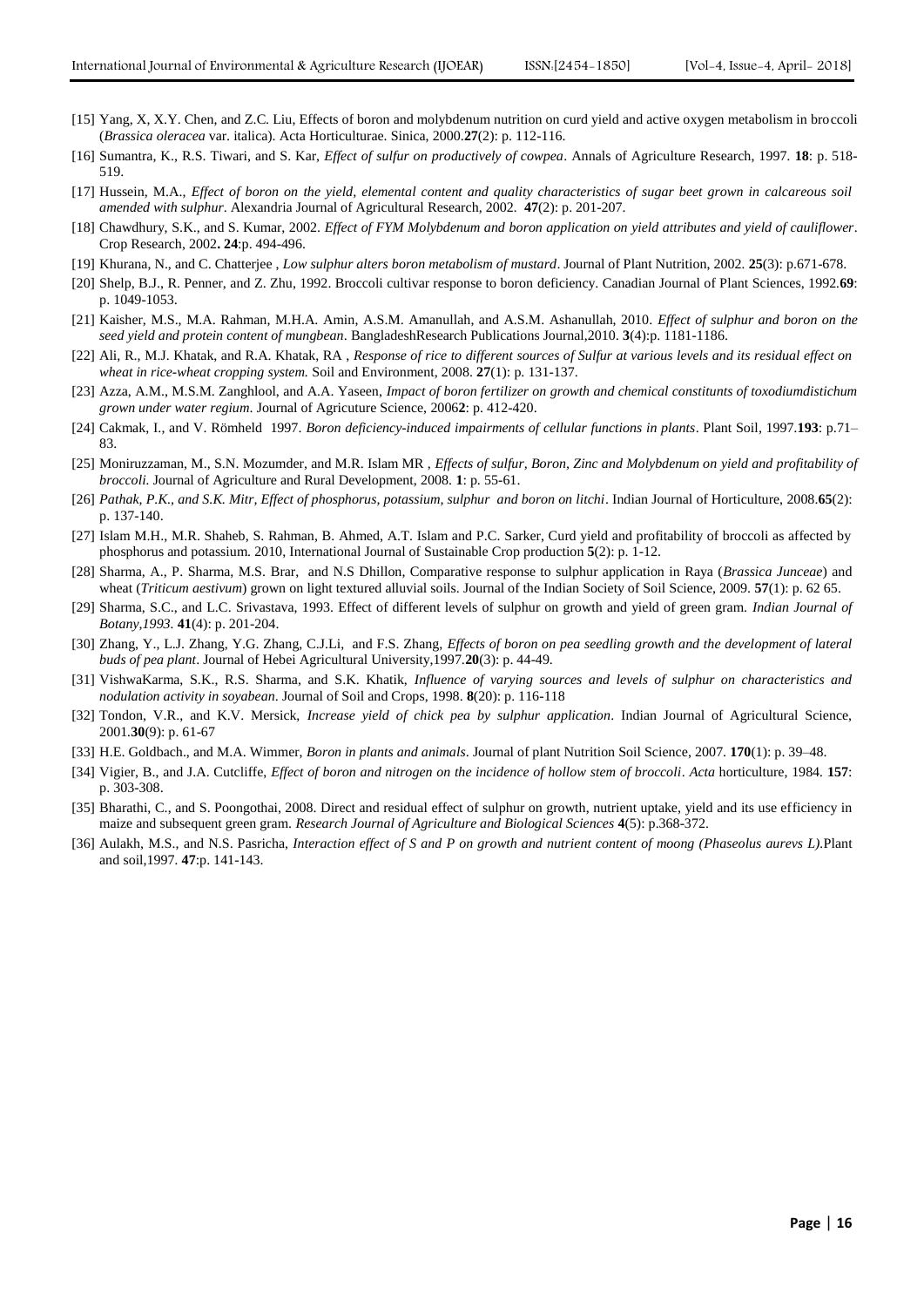[15] Yang, X, X.Y. Chen, and Z.C. Liu, Effects of boron and molybdenum nutrition on curd yield and active oxygen metabolism in broccoli (*Brassica oleracea* var. italica). Acta Horticulturae. Sinica, 2000.**27**(2): p. 112-116.

[16] Sumantra, K., R.S. Tiwari, and S. Kar, *Effect of sulfur on productively of cowpea*. Annals of Agriculture Research, 1997. **18**: p. 518-519.

[17] Hussein, M.A., *Effect of boron on the yield, elemental content and quality characteristics of sugar beet grown in calcareous soil amended with sulphur*. Alexandria Journal of Agricultural Research, 2002. **47**(2): p. 201-207.

[18] Chawdhury, S.K., and S. Kumar, 2002. *Effect of FYM Molybdenum and boron application on yield attributes and yield of cauliflower*. Crop Research, 2002**. 24**:p. 494-496.

[19] Khurana, N., and C. Chatterjee , *Low sulphur alters boron metabolism of mustard*. Journal of Plant Nutrition, 2002. **25**(3): p.671-678.

[20] Shelp, B.J., R. Penner, and Z. Zhu, 1992. Broccoli cultivar response to boron deficiency. Canadian Journal of Plant Sciences, 1992.**69**: p. 1049-1053.

[21] Kaisher, M.S., M.A. Rahman, M.H.A. Amin, A.S.M. Amanullah, and A.S.M. Ashanullah, 2010. *Effect of sulphur and boron on the seed yield and protein content of mungbean*. BangladeshResearch Publications Journal,2010. **3**(4):p. 1181-1186.

[22] Ali, R., M.J. Khatak, and R.A. Khatak, RA , *Response of rice to different sources of Sulfur at various levels and its residual effect on wheat in rice-wheat cropping system.* Soil and Environment, 2008. **27**(1): p. 131-137.

[23] Azza, A.M., M.S.M. Zanghlool, and A.A. Yaseen, *Impact of boron fertilizer on growth and chemical constituents of toxodiumdistichum grown under water regium*. Journal of Agricuture Science, 2006**2**: p. 412-420.

[24] Cakmak, I., and V. Römheld 1997. *Boron deficiency-induced impairments of cellular functions in plants*. Plant Soil, 1997.**193**: p.71–83.

[25] Moniruzzaman, M., S.N. Mozumder, and M.R. Islam MR , *Effects of sulfur, Boron, Zinc and Molybdenum on yield and profitability of broccoli.* Journal of Agriculture and Rural Development, 2008. **1**: p. 55-61.

[26] *Pathak, P.K., and S.K. Mitr, Effect of phosphorus, potassium, sulphur and boron on litchi*. Indian Journal of Horticulture, 2008.**65**(2): p. 137-140.

[27] Islam M.H., M.R. Shaheb, S. Rahman, B. Ahmed, A.T. Islam and P.C. Sarker, Curd yield and profitability of broccoli as affected by phosphorus and potassium. 2010, International Journal of Sustainable Crop production **5**(2): p. 1-12.

[28] Sharma, A., P. Sharma, M.S. Brar, and N.S Dhillon, Comparative response to sulphur application in Raya (*Brassica Junceae*) and wheat (*Triticum aestivum*) grown on light textured alluvial soils. Journal of the Indian Society of Soil Science, 2009. **57**(1): p. 62 65.

[29] Sharma, S.C., and L.C. Srivastava, 1993. Effect of different levels of sulphur on growth and yield of green gram. *Indian Journal of Botany,1993.* **41**(4): p. 201-204.

[30] Zhang, Y., L.J. Zhang, Y.G. Zhang, C.J.Li, and F.S. Zhang, *Effects of boron on pea seedling growth and the development of lateral buds of pea plant*. Journal of Hebei Agricultural University,1997.**20**(3): p. 44-49.

[31] VishwaKarma, S.K., R.S. Sharma, and S.K. Khatik, *Influence of varying sources and levels of sulphur on characteristics and nodulation activity in soyabean*. Journal of Soil and Crops, 1998. **8**(20): p. 116-118

[32] Tondon, V.R., and K.V. Mersick, *Increase yield of chick pea by sulphur application*. Indian Journal of Agricultural Science, 2001.**30**(9): p. 61-67

[33] H.E. Goldbach., and M.A. Wimmer, *Boron in plants and animals*. Journal of plant Nutrition Soil Science, 2007. **170**(1): p. 39–48.

[34] Vigier, B., and J.A. Cutcliffe, *Effect of boron and nitrogen on the incidence of hollow stem of broccoli*. *Acta* horticulture, 1984. **157**: p. 303-308.

[35] Bharathi, C., and S. Poongothai, 2008. Direct and residual effect of sulphur on growth, nutrient uptake, yield and its use efficiency in maize and subsequent green gram. *Research Journal of Agriculture and Biological Sciences* **4**(5): p.368-372.

[36] Aulakh, M.S., and N.S. Pasricha, *Interaction effect of S and P on growth and nutrient content of moong (Phaseolus aurevs L).*Plant and soil,1997. **47**:p. 141-143.